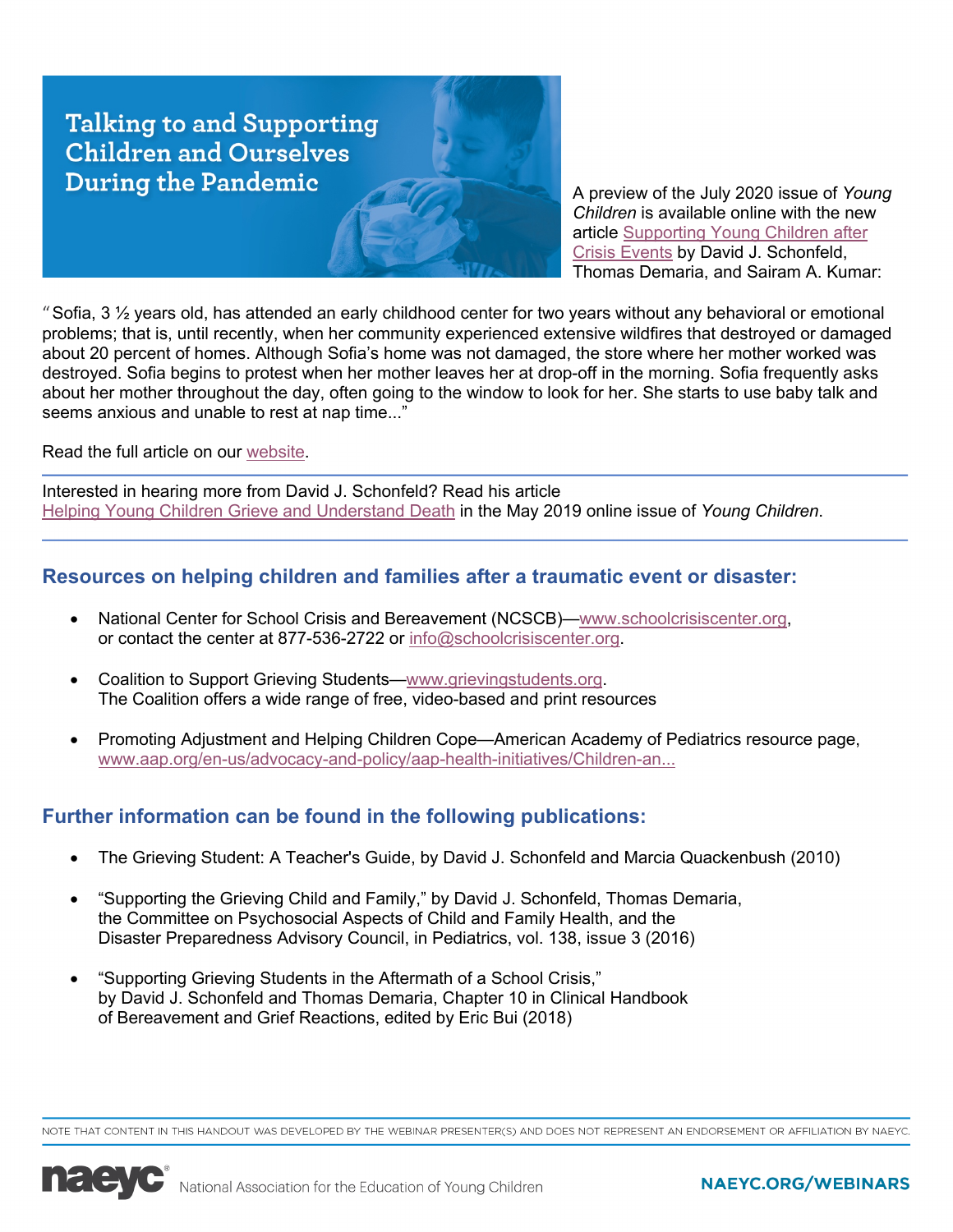# Talking to and Supporting Children and Ourselves During the Pandemic

A preview of the July 2020 issue of *Young Children* is available online with the new article [Supporting Young Children after Crisis Events]() by David J. Schonfeld, Thomas Demaria, and Sairam A. Kumar:

"Sofia, 3 ½ years old, has attended an early childhood center for two years without any behavioral or emotional problems; that is, until recently, when her community experienced extensive wildfires that destroyed or damaged about 20 percent of homes. Although Sofia's home was not damaged, the store where her mother worked was destroyed. Sofia begins to protest when her mother leaves her at drop-off in the morning. Sofia frequently asks about her mother throughout the day, often going to the window to look for her. She starts to use baby talk and seems anxious and unable to rest at nap time..."

Read the full article on our [website]().

---

Interested in hearing more from David J. Schonfeld? Read his article [Helping Young Children Grieve and Understand Death]() in the May 2019 online issue of *Young Children*.

---

## Resources on helping children and families after a traumatic event or disaster:

- National Center for School Crisis and Bereavement (NCSCB)—www.schoolcrisiscenter.org, or contact the center at 877-536-2722 or info@schoolcrisiscenter.org.
- Coalition to Support Grieving Students—www.grievingstudents.org. The Coalition offers a wide range of free, video-based and print resources
- Promoting Adjustment and Helping Children Cope—American Academy of Pediatrics resource page, www.aap.org/en-us/advocacy-and-policy/aap-health-initiatives/Children-an...

## Further information can be found in the following publications:

- The Grieving Student: A Teacher's Guide, by David J. Schonfeld and Marcia Quackenbush (2010)
- "Supporting the Grieving Child and Family," by David J. Schonfeld, Thomas Demaria, the Committee on Psychosocial Aspects of Child and Family Health, and the Disaster Preparedness Advisory Council, in Pediatrics, vol. 138, issue 3 (2016)
- "Supporting Grieving Students in the Aftermath of a School Crisis," by David J. Schonfeld and Thomas Demaria, Chapter 10 in Clinical Handbook of Bereavement and Grief Reactions, edited by Eric Bui (2018)

NOTE THAT CONTENT IN THIS HANDOUT WAS DEVELOPED BY THE WEBINAR PRESENTER(S) AND DOES NOT REPRESENT AN ENDORSEMENT OR AFFILIATION BY NAEYC.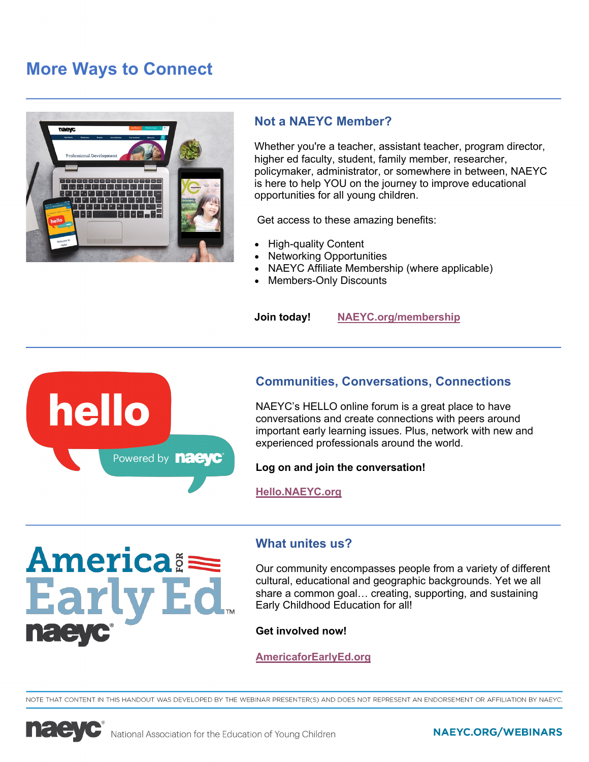# More Ways to Connect

## Not a NAEYC Member?

Whether you're a teacher, assistant teacher, program director, higher ed faculty, student, family member, researcher, policymaker, administrator, or somewhere in between, NAEYC is here to help YOU on the journey to improve educational opportunities for all young children.

Get access to these amazing benefits:

- High-quality Content
- Networking Opportunities
- NAEYC Affiliate Membership (where applicable)
- Members-Only Discounts

**Join today!** NAEYC.org/membership

## Communities, Conversations, Connections

NAEYC's HELLO online forum is a great place to have conversations and create connections with peers around important early learning issues. Plus, network with new and experienced professionals around the world.

**Log on and join the conversation!**

Hello.NAEYC.org

## What unites us?

Our community encompasses people from a variety of different cultural, educational and geographic backgrounds. Yet we all share a common goal… creating, supporting, and sustaining Early Childhood Education for all!

**Get involved now!**

AmericaforEarlyEd.org

NOTE THAT CONTENT IN THIS HANDOUT WAS DEVELOPED BY THE WEBINAR PRESENTER(S) AND DOES NOT REPRESENT AN ENDORSEMENT OR AFFILIATION BY NAEYC.

naeyc National Association for the Education of Young Children

NAEYC.ORG/WEBINARS